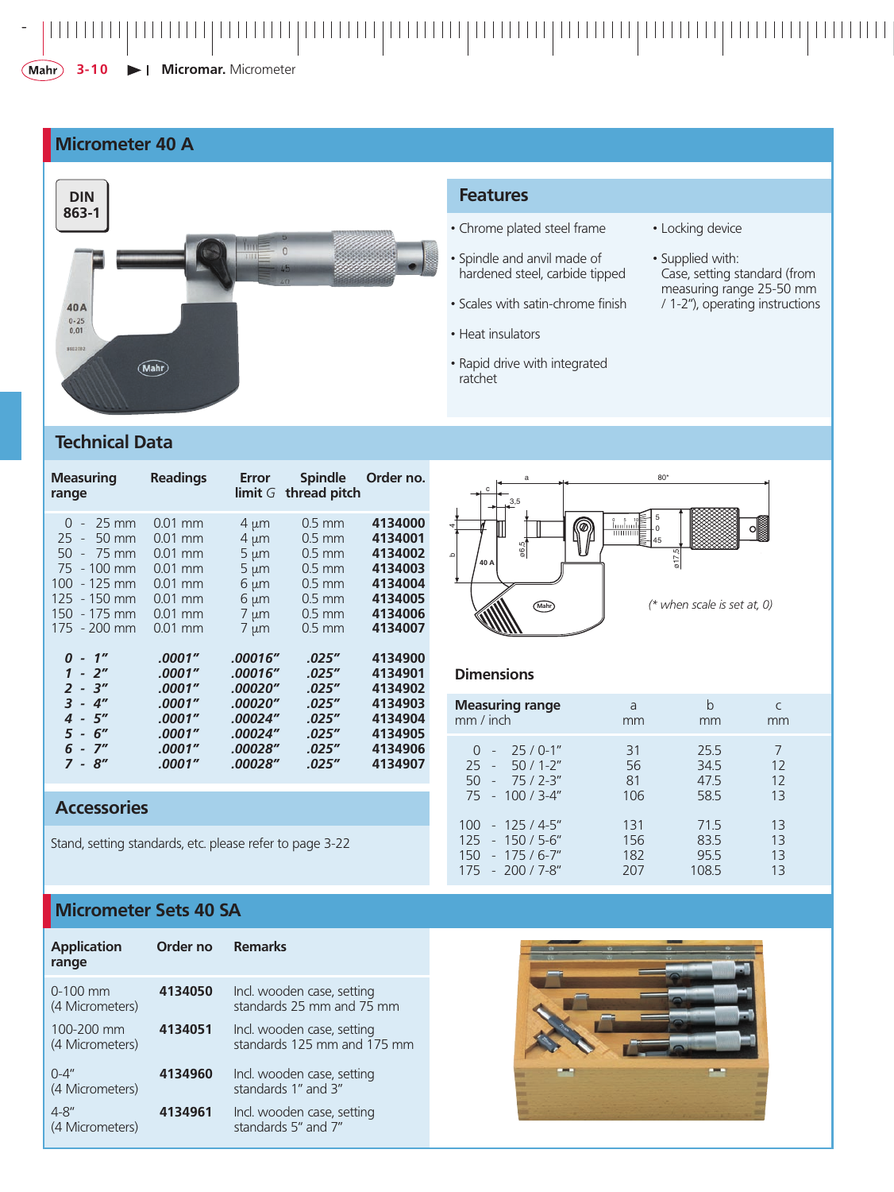## Micrometer 40 A

DIN 863-1

### Features

- Chrome plated steel frame
- Spindle and anvil made of hardened steel, carbide tipped
- Scales with satin-chrome finish
- Heat insulators
- Rapid drive with integrated ratchet
- Locking device
- Supplied with: Case, setting standard (from measuring range 25-50 mm / 1-2"), operating instructions

### Technical Data

| Measuring range | Readings | Error limit *G* | Spindle thread pitch | Order no. |
|---|---|---|---|---|
| 0 - 25 mm | 0.01 mm | 4 µm | 0.5 mm | **4134000** |
| 25 - 50 mm | 0.01 mm | 4 µm | 0.5 mm | **4134001** |
| 50 - 75 mm | 0.01 mm | 5 µm | 0.5 mm | **4134002** |
| 75 - 100 mm | 0.01 mm | 5 µm | 0.5 mm | **4134003** |
| 100 - 125 mm | 0.01 mm | 6 µm | 0.5 mm | **4134004** |
| 125 - 150 mm | 0.01 mm | 6 µm | 0.5 mm | **4134005** |
| 150 - 175 mm | 0.01 mm | 7 µm | 0.5 mm | **4134006** |
| 175 - 200 mm | 0.01 mm | 7 µm | 0.5 mm | **4134007** |
| ***0 - 1"*** | ***.0001"*** | ***.00016"*** | ***.025"*** | **4134900** |
| ***1 - 2"*** | ***.0001"*** | ***.00016"*** | ***.025"*** | **4134901** |
| ***2 - 3"*** | ***.0001"*** | ***.00020"*** | ***.025"*** | **4134902** |
| ***3 - 4"*** | ***.0001"*** | ***.00020"*** | ***.025"*** | **4134903** |
| ***4 - 5"*** | ***.0001"*** | ***.00024"*** | ***.025"*** | **4134904** |
| ***5 - 6"*** | ***.0001"*** | ***.00024"*** | ***.025"*** | **4134905** |
| ***6 - 7"*** | ***.0001"*** | ***.00028"*** | ***.025"*** | **4134906** |
| ***7 - 8"*** | ***.0001"*** | ***.00028"*** | ***.025"*** | **4134907** |

(* when scale is set at, 0)

### Dimensions

| Measuring range mm / inch | a mm | b mm | c mm |
|---|---|---|---|
| 0 - 25 / 0-1" | 31 | 25.5 | 7 |
| 25 - 50 / 1-2" | 56 | 34.5 | 12 |
| 50 - 75 / 2-3" | 81 | 47.5 | 12 |
| 75 - 100 / 3-4" | 106 | 58.5 | 13 |
| 100 - 125 / 4-5" | 131 | 71.5 | 13 |
| 125 - 150 / 5-6" | 156 | 83.5 | 13 |
| 150 - 175 / 6-7" | 182 | 95.5 | 13 |
| 175 - 200 / 7-8" | 207 | 108.5 | 13 |

### Accessories

Stand, setting standards, etc. please refer to page 3-22

## Micrometer Sets 40 SA

| Application range | Order no | Remarks |
|---|---|---|
| 0-100 mm (4 Micrometers) | **4134050** | Incl. wooden case, setting standards 25 mm and 75 mm |
| 100-200 mm (4 Micrometers) | **4134051** | Incl. wooden case, setting standards 125 mm and 175 mm |
| 0-4" (4 Micrometers) | **4134960** | Incl. wooden case, setting standards 1" and 3" |
| 4-8" (4 Micrometers) | **4134961** | Incl. wooden case, setting standards 5" and 7" |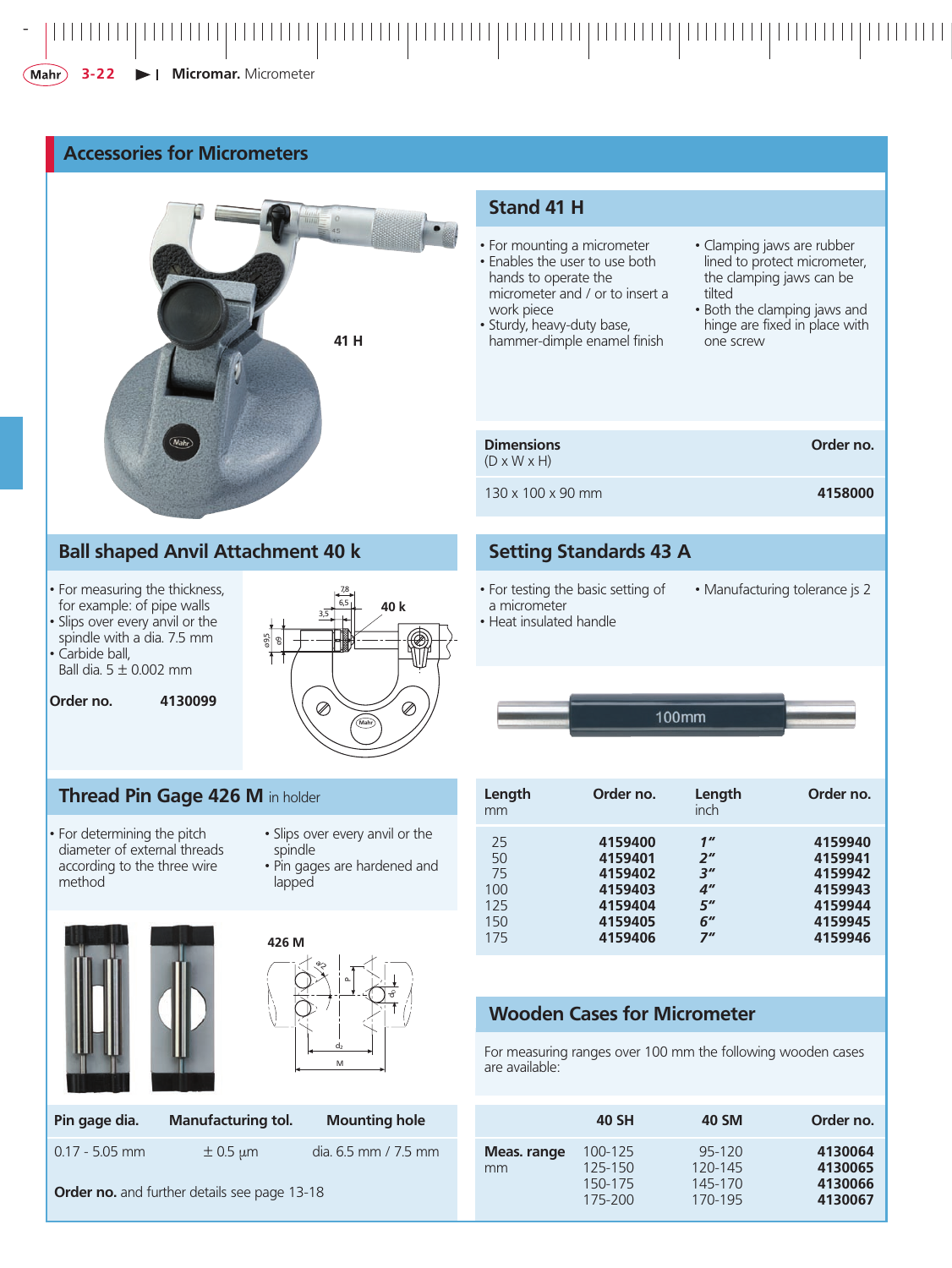# Accessories for Micrometers

41 H

## Stand 41 H

- For mounting a micrometer
- Enables the user to use both hands to operate the micrometer and / or to insert a work piece
- Sturdy, heavy-duty base, hammer-dimple enamel finish
- Clamping jaws are rubber lined to protect micrometer, the clamping jaws can be tilted
- Both the clamping jaws and hinge are fixed in place with one screw

| Dimensions (D x W x H) | Order no. |
|---|---|
| 130 x 100 x 90 mm | **4158000** |

## Ball shaped Anvil Attachment 40 k

- For measuring the thickness, for example: of pipe walls
- Slips over every anvil or the spindle with a dia. 7.5 mm
- Carbide ball, Ball dia. 5 ± 0.002 mm

**Order no.** **4130099**

40 k

## Setting Standards 43 A

- For testing the basic setting of a micrometer
- Heat insulated handle
- Manufacturing tolerance js 2

| Length mm | Order no. | Length inch | Order no. |
|---|---|---|---|
| 25 | **4159400** | *1"* | **4159940** |
| 50 | **4159401** | *2"* | **4159941** |
| 75 | **4159402** | *3"* | **4159942** |
| 100 | **4159403** | *4"* | **4159943** |
| 125 | **4159404** | *5"* | **4159944** |
| 150 | **4159405** | *6"* | **4159945** |
| 175 | **4159406** | *7"* | **4159946** |

## Thread Pin Gage 426 M in holder

- For determining the pitch diameter of external threads according to the three wire method
- Slips over every anvil or the spindle
- Pin gages are hardened and lapped

426 M

| Pin gage dia. | Manufacturing tol. | Mounting hole |
|---|---|---|
| 0.17 - 5.05 mm | ± 0.5 µm | dia. 6.5 mm / 7.5 mm |

**Order no.** and further details see page 13-18

## Wooden Cases for Micrometer

For measuring ranges over 100 mm the following wooden cases are available:

| | 40 SH | 40 SM | Order no. |
|---|---|---|---|
| **Meas. range** mm | 100-125 | 95-120 | **4130064** |
| | 125-150 | 120-145 | **4130065** |
| | 150-175 | 145-170 | **4130066** |
| | 175-200 | 170-195 | **4130067** |